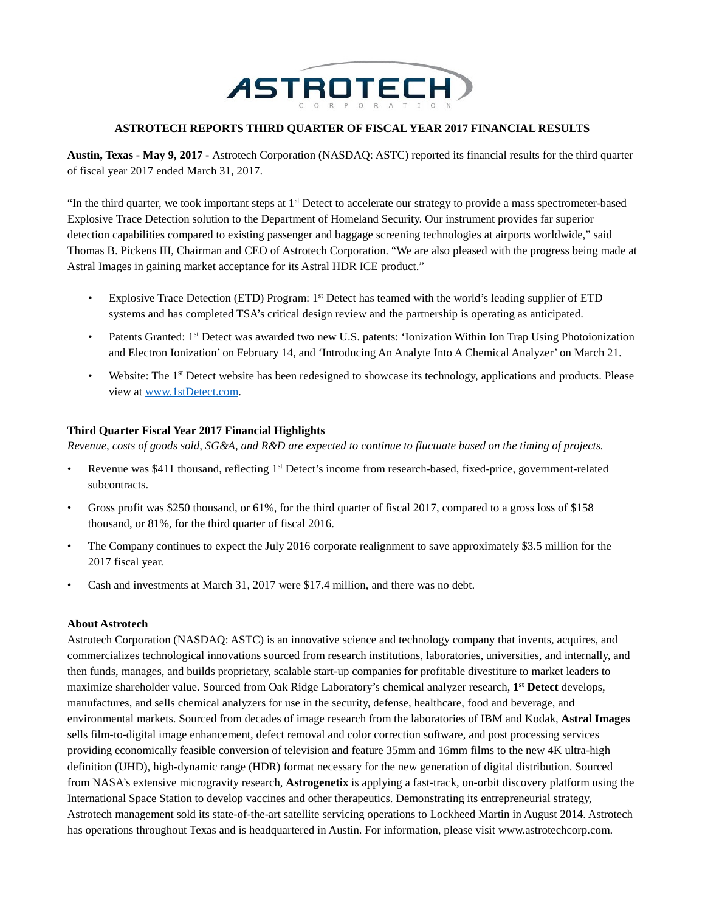# ASTROTECH REPORTS THIRD QUARTER OF FISCAL YEAR 2017 FINANCIAL RESULTS

**Austin, Texas - May 9, 2017 -** Astrotech Corporation (NASDAQ: ASTC) reported its financial results for the third quarter of fiscal year 2017 ended March 31, 2017.

"In the third quarter, we took important steps at 1st Detect to accelerate our strategy to provide a mass spectrometer-based Explosive Trace Detection solution to the Department of Homeland Security. Our instrument provides far superior detection capabilities compared to existing passenger and baggage screening technologies at airports worldwide," said Thomas B. Pickens III, Chairman and CEO of Astrotech Corporation. "We are also pleased with the progress being made at Astral Images in gaining market acceptance for its Astral HDR ICE product."

- Explosive Trace Detection (ETD) Program: 1st Detect has teamed with the world's leading supplier of ETD systems and has completed TSA's critical design review and the partnership is operating as anticipated.
- Patents Granted: 1st Detect was awarded two new U.S. patents: 'Ionization Within Ion Trap Using Photoionization and Electron Ionization' on February 14, and 'Introducing An Analyte Into A Chemical Analyzer' on March 21.
- Website: The 1st Detect website has been redesigned to showcase its technology, applications and products. Please view at www.1stDetect.com.

### Third Quarter Fiscal Year 2017 Financial Highlights

*Revenue, costs of goods sold, SG&A, and R&D are expected to continue to fluctuate based on the timing of projects.*

- Revenue was $411 thousand, reflecting 1st Detect's income from research-based, fixed-price, government-related subcontracts.
- Gross profit was $250 thousand, or 61%, for the third quarter of fiscal 2017, compared to a gross loss of $158 thousand, or 81%, for the third quarter of fiscal 2016.
- The Company continues to expect the July 2016 corporate realignment to save approximately $3.5 million for the 2017 fiscal year.
- Cash and investments at March 31, 2017 were $17.4 million, and there was no debt.

### About Astrotech

Astrotech Corporation (NASDAQ: ASTC) is an innovative science and technology company that invents, acquires, and commercializes technological innovations sourced from research institutions, laboratories, universities, and internally, and then funds, manages, and builds proprietary, scalable start-up companies for profitable divestiture to market leaders to maximize shareholder value. Sourced from Oak Ridge Laboratory's chemical analyzer research, **1st Detect** develops, manufactures, and sells chemical analyzers for use in the security, defense, healthcare, food and beverage, and environmental markets. Sourced from decades of image research from the laboratories of IBM and Kodak, **Astral Images** sells film-to-digital image enhancement, defect removal and color correction software, and post processing services providing economically feasible conversion of television and feature 35mm and 16mm films to the new 4K ultra-high definition (UHD), high-dynamic range (HDR) format necessary for the new generation of digital distribution. Sourced from NASA's extensive microgravity research, **Astrogenetix** is applying a fast-track, on-orbit discovery platform using the International Space Station to develop vaccines and other therapeutics. Demonstrating its entrepreneurial strategy, Astrotech management sold its state-of-the-art satellite servicing operations to Lockheed Martin in August 2014. Astrotech has operations throughout Texas and is headquartered in Austin. For information, please visit www.astrotechcorp.com.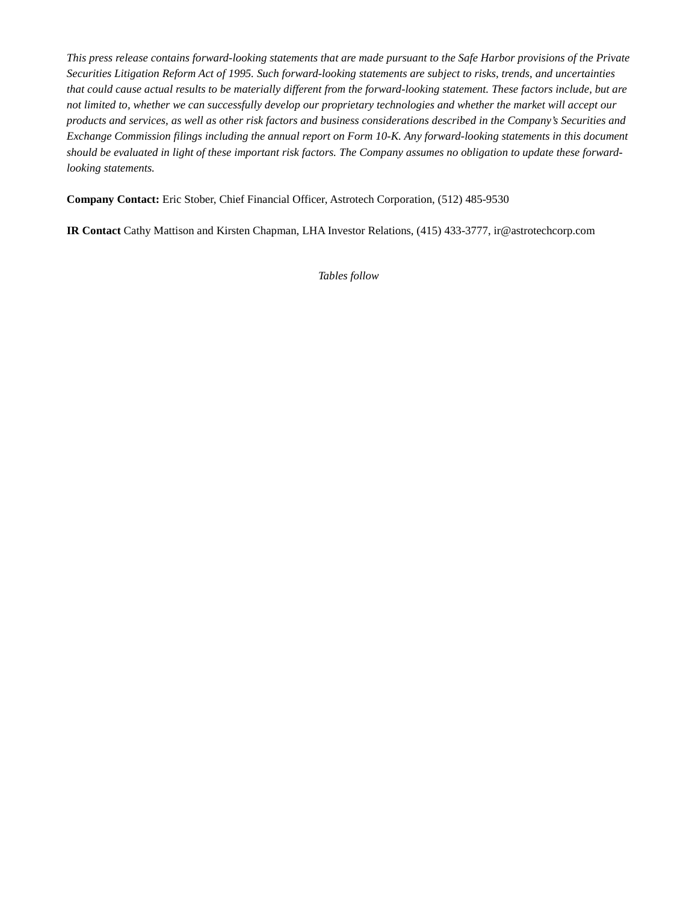*This press release contains forward-looking statements that are made pursuant to the Safe Harbor provisions of the Private Securities Litigation Reform Act of 1995. Such forward-looking statements are subject to risks, trends, and uncertainties that could cause actual results to be materially different from the forward-looking statement. These factors include, but are not limited to, whether we can successfully develop our proprietary technologies and whether the market will accept our products and services, as well as other risk factors and business considerations described in the Company's Securities and Exchange Commission filings including the annual report on Form 10-K. Any forward-looking statements in this document should be evaluated in light of these important risk factors. The Company assumes no obligation to update these forward-looking statements.*

**Company Contact:** Eric Stober, Chief Financial Officer, Astrotech Corporation, (512) 485-9530

**IR Contact** Cathy Mattison and Kirsten Chapman, LHA Investor Relations, (415) 433-3777, ir@astrotechcorp.com

*Tables follow*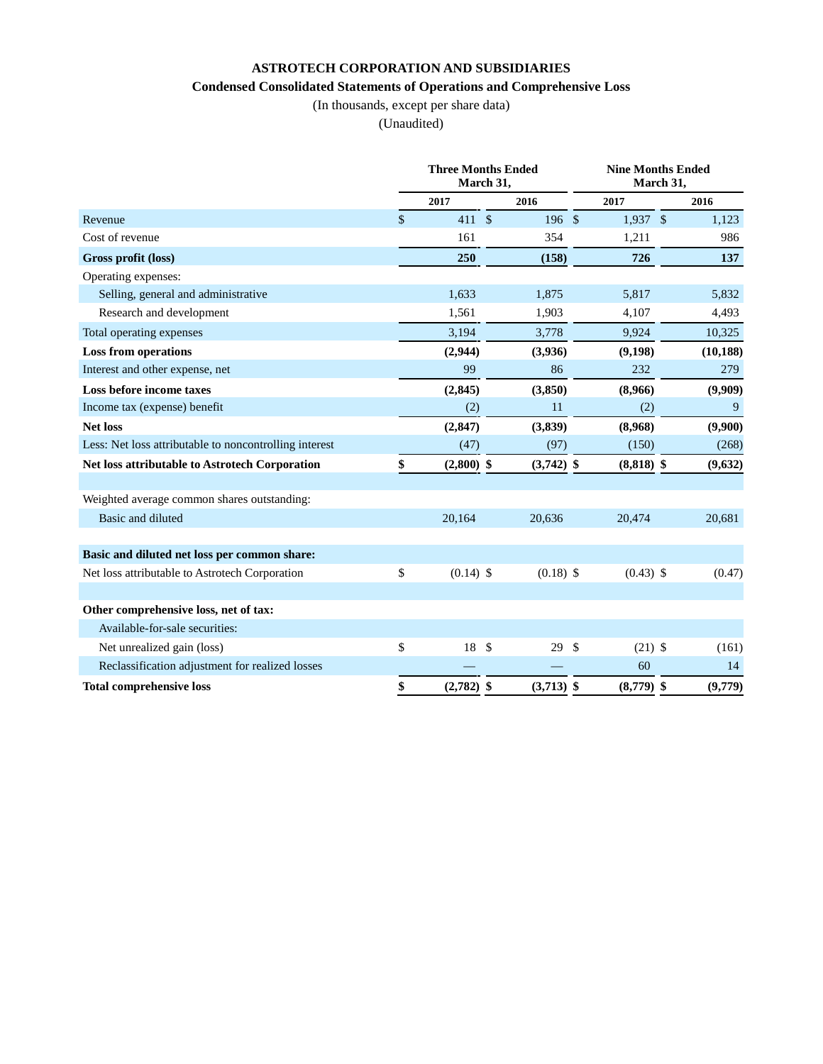**ASTROTECH CORPORATION AND SUBSIDIARIES**

**Condensed Consolidated Statements of Operations and Comprehensive Loss**

(In thousands, except per share data)

(Unaudited)

| | Three Months Ended March 31, | | Nine Months Ended March 31, | |
|---|---|---|---|---|
| | 2017 | 2016 | 2017 | 2016 |
| Revenue | $ 411 | $ 196 | $ 1,937 | $ 1,123 |
| Cost of revenue | 161 | 354 | 1,211 | 986 |
| **Gross profit (loss)** | **250** | **(158)** | **726** | **137** |
| Operating expenses: | | | | |
| Selling, general and administrative | 1,633 | 1,875 | 5,817 | 5,832 |
| Research and development | 1,561 | 1,903 | 4,107 | 4,493 |
| Total operating expenses | 3,194 | 3,778 | 9,924 | 10,325 |
| **Loss from operations** | **(2,944)** | **(3,936)** | **(9,198)** | **(10,188)** |
| Interest and other expense, net | 99 | 86 | 232 | 279 |
| **Loss before income taxes** | **(2,845)** | **(3,850)** | **(8,966)** | **(9,909)** |
| Income tax (expense) benefit | (2) | 11 | (2) | 9 |
| **Net loss** | **(2,847)** | **(3,839)** | **(8,968)** | **(9,900)** |
| Less: Net loss attributable to noncontrolling interest | (47) | (97) | (150) | (268) |
| **Net loss attributable to Astrotech Corporation** | **$ (2,800)** | **$ (3,742)** | **$ (8,818)** | **$ (9,632)** |
| | | | | |
| Weighted average common shares outstanding: | | | | |
| Basic and diluted | 20,164 | 20,636 | 20,474 | 20,681 |
| | | | | |
| **Basic and diluted net loss per common share:** | | | | |
| Net loss attributable to Astrotech Corporation | $ (0.14) | $ (0.18) | $ (0.43) | $ (0.47) |
| | | | | |
| **Other comprehensive loss, net of tax:** | | | | |
| Available-for-sale securities: | | | | |
| Net unrealized gain (loss) | $ 18 | $ 29 | $ (21) | $ (161) |
| Reclassification adjustment for realized losses | — | — | 60 | 14 |
| **Total comprehensive loss** | **$ (2,782)** | **$ (3,713)** | **$ (8,779)** | **$ (9,779)** |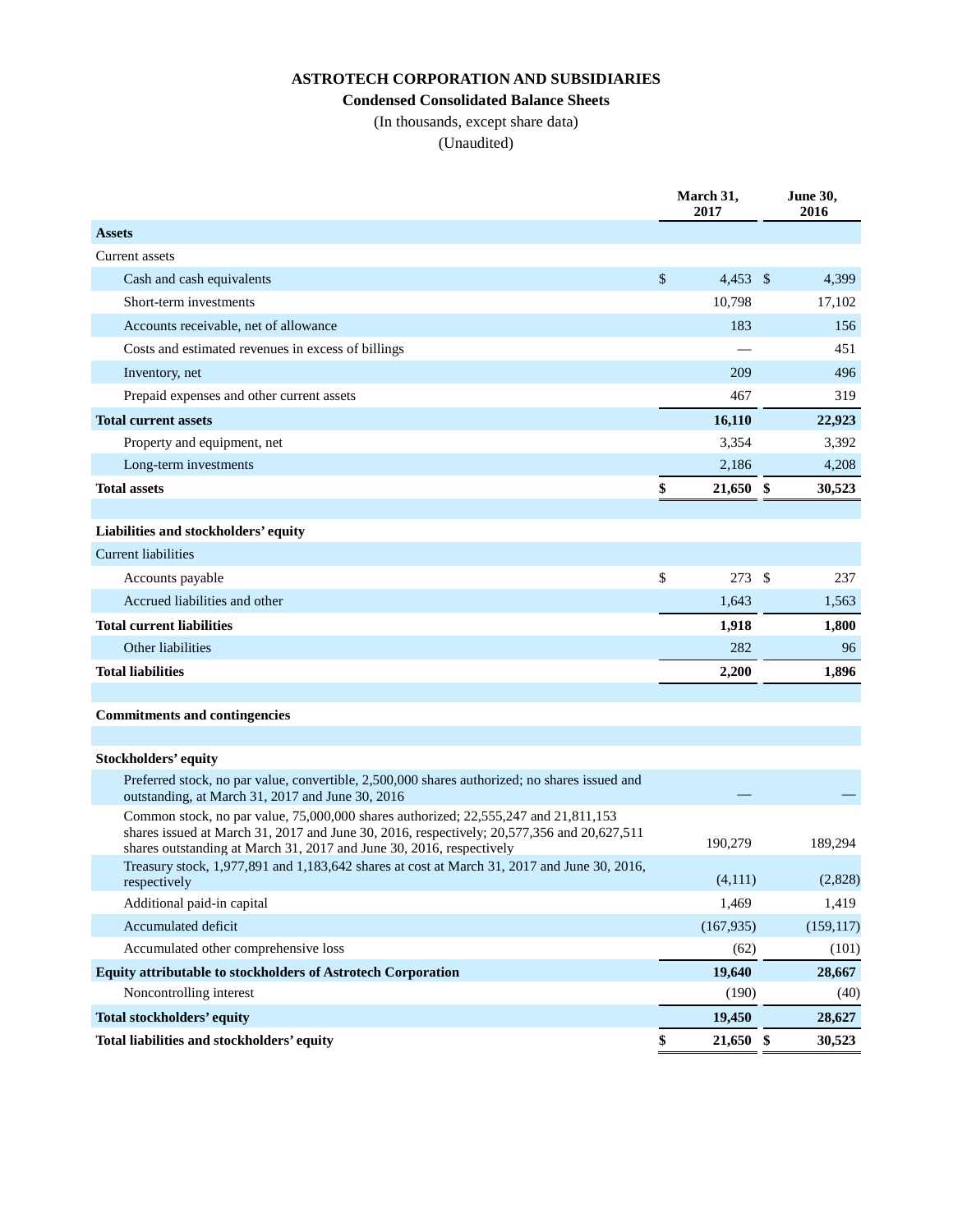# ASTROTECH CORPORATION AND SUBSIDIARIES

## Condensed Consolidated Balance Sheets

(In thousands, except share data)

(Unaudited)

| | March 31, 2017 | June 30, 2016 |
|---|---|---|
| **Assets** | | |
| Current assets | | |
| Cash and cash equivalents | $ 4,453 | $ 4,399 |
| Short-term investments | 10,798 | 17,102 |
| Accounts receivable, net of allowance | 183 | 156 |
| Costs and estimated revenues in excess of billings | — | 451 |
| Inventory, net | 209 | 496 |
| Prepaid expenses and other current assets | 467 | 319 |
| **Total current assets** | **16,110** | **22,923** |
| Property and equipment, net | 3,354 | 3,392 |
| Long-term investments | 2,186 | 4,208 |
| **Total assets** | **$ 21,650** | **$ 30,523** |
| | | |
| **Liabilities and stockholders' equity** | | |
| Current liabilities | | |
| Accounts payable | $ 273 | $ 237 |
| Accrued liabilities and other | 1,643 | 1,563 |
| **Total current liabilities** | **1,918** | **1,800** |
| Other liabilities | 282 | 96 |
| **Total liabilities** | **2,200** | **1,896** |
| | | |
| **Commitments and contingencies** | | |
| | | |
| **Stockholders' equity** | | |
| Preferred stock, no par value, convertible, 2,500,000 shares authorized; no shares issued and outstanding, at March 31, 2017 and June 30, 2016 | — | — |
| Common stock, no par value, 75,000,000 shares authorized; 22,555,247 and 21,811,153 shares issued at March 31, 2017 and June 30, 2016, respectively; 20,577,356 and 20,627,511 shares outstanding at March 31, 2017 and June 30, 2016, respectively | 190,279 | 189,294 |
| Treasury stock, 1,977,891 and 1,183,642 shares at cost at March 31, 2017 and June 30, 2016, respectively | (4,111) | (2,828) |
| Additional paid-in capital | 1,469 | 1,419 |
| Accumulated deficit | (167,935) | (159,117) |
| Accumulated other comprehensive loss | (62) | (101) |
| **Equity attributable to stockholders of Astrotech Corporation** | **19,640** | **28,667** |
| Noncontrolling interest | (190) | (40) |
| **Total stockholders' equity** | **19,450** | **28,627** |
| **Total liabilities and stockholders' equity** | **$ 21,650** | **$ 30,523** |